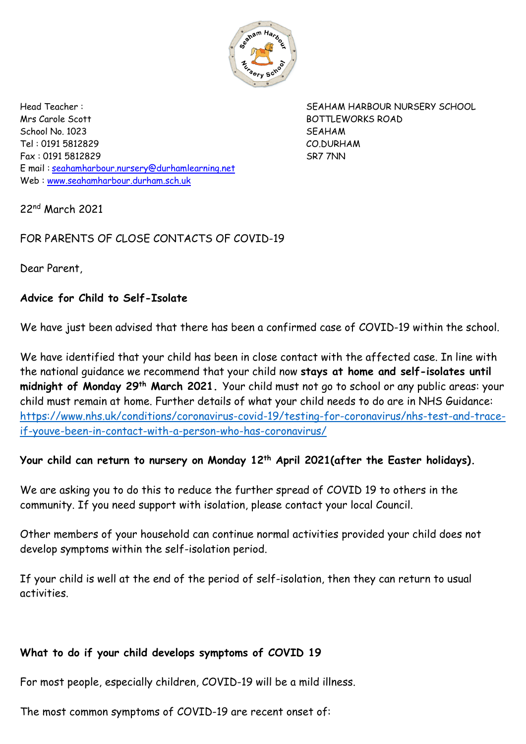Head Teacher :
Mrs Carole Scott
School No. 1023
Tel : 0191 5812829
Fax : 0191 5812829
E mail : seahamharbour.nursery@durhamlearning.net
Web : www.seahamharbour.durham.sch.uk

SEAHAM HARBOUR NURSERY SCHOOL
BOTTLEWORKS ROAD
SEAHAM
CO.DURHAM
SR7 7NN

22nd March 2021

FOR PARENTS OF CLOSE CONTACTS OF COVID-19

Dear Parent,

**Advice for Child to Self-Isolate**

We have just been advised that there has been a confirmed case of COVID-19 within the school.

We have identified that your child has been in close contact with the affected case. In line with the national guidance we recommend that your child now **stays at home and self-isolates until midnight of Monday 29th March 2021.** Your child must not go to school or any public areas: your child must remain at home. Further details of what your child needs to do are in NHS Guidance: https://www.nhs.uk/conditions/coronavirus-covid-19/testing-for-coronavirus/nhs-test-and-trace-if-youve-been-in-contact-with-a-person-who-has-coronavirus/

**Your child can return to nursery on Monday 12th April 2021(after the Easter holidays).**

We are asking you to do this to reduce the further spread of COVID 19 to others in the community. If you need support with isolation, please contact your local Council.

Other members of your household can continue normal activities provided your child does not develop symptoms within the self-isolation period.

If your child is well at the end of the period of self-isolation, then they can return to usual activities.

**What to do if your child develops symptoms of COVID 19**

For most people, especially children, COVID-19 will be a mild illness.

The most common symptoms of COVID-19 are recent onset of: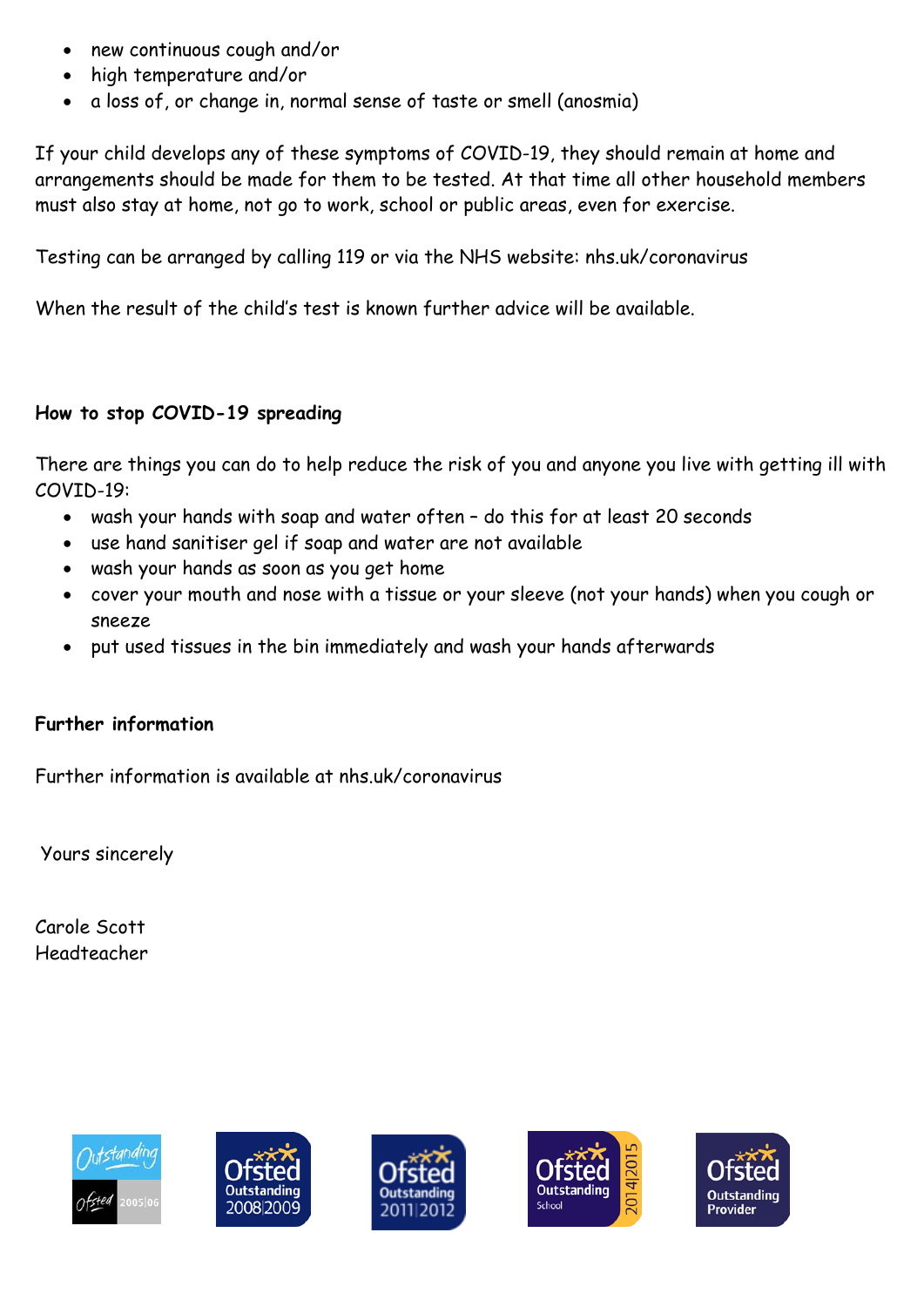- new continuous cough and/or
- high temperature and/or
- a loss of, or change in, normal sense of taste or smell (anosmia)

If your child develops any of these symptoms of COVID-19, they should remain at home and arrangements should be made for them to be tested. At that time all other household members must also stay at home, not go to work, school or public areas, even for exercise.

Testing can be arranged by calling 119 or via the NHS website: nhs.uk/coronavirus

When the result of the child's test is known further advice will be available.

**How to stop COVID-19 spreading**

There are things you can do to help reduce the risk of you and anyone you live with getting ill with COVID-19:

- wash your hands with soap and water often – do this for at least 20 seconds
- use hand sanitiser gel if soap and water are not available
- wash your hands as soon as you get home
- cover your mouth and nose with a tissue or your sleeve (not your hands) when you cough or sneeze
- put used tissues in the bin immediately and wash your hands afterwards

**Further information**

Further information is available at nhs.uk/coronavirus

Yours sincerely

Carole Scott
Headteacher

Outstanding Ofsted 2005|06

Ofsted Outstanding 2008|2009

Ofsted Outstanding 2011|2012

Ofsted Outstanding School 2014|2015

Ofsted Outstanding Provider